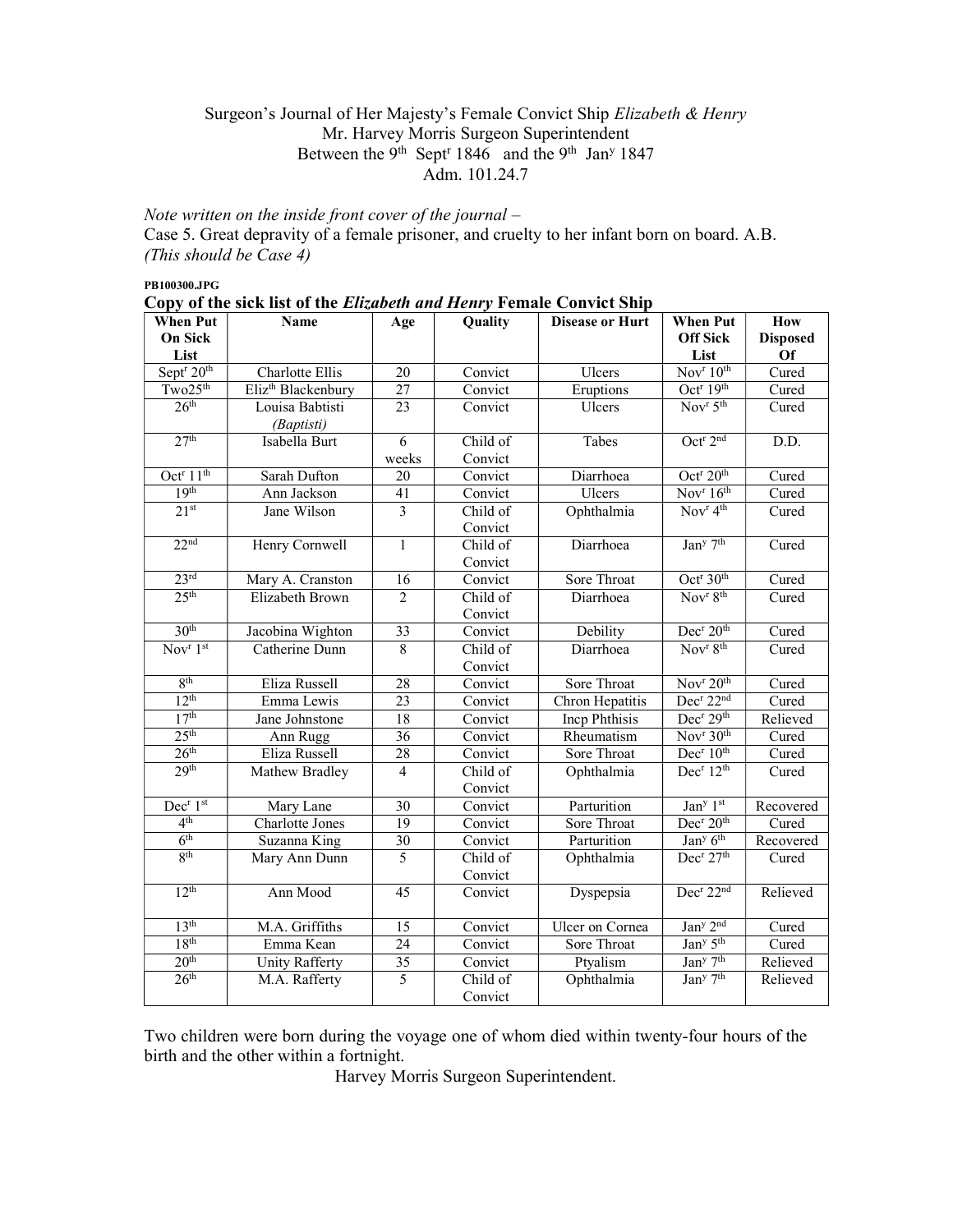Surgeon's Journal of Her Majesty's Female Convict Ship *Elizabeth & Henry*
Mr. Harvey Morris Surgeon Superintendent
Between the 9th Septr 1846 and the 9th Jany 1847
Adm. 101.24.7

*Note written on the inside front cover of the journal –*
Case 5. Great depravity of a female prisoner, and cruelty to her infant born on board. A.B.
*(This should be Case 4)*

**PB100300.JPG**

**Copy of the sick list of the *Elizabeth and Henry* Female Convict Ship**

| When Put On Sick List | Name | Age | Quality | Disease or Hurt | When Put Off Sick List | How Disposed Of |
|---|---|---|---|---|---|---|
| Septr 20th | Charlotte Ellis | 20 | Convict | Ulcers | Novr 10th | Cured |
| Two25th | Elizth Blackenbury | 27 | Convict | Eruptions | Octr 19th | Cured |
| 26th | Louisa Babtisti *(Baptisti)* | 23 | Convict | Ulcers | Novr 5th | Cured |
| 27th | Isabella Burt | 6 weeks | Child of Convict | Tabes | Octr 2nd | D.D. |
| Octr 11th | Sarah Dufton | 20 | Convict | Diarrhoea | Octr 20th | Cured |
| 19th | Ann Jackson | 41 | Convict | Ulcers | Novr 16th | Cured |
| 21st | Jane Wilson | 3 | Child of Convict | Ophthalmia | Novr 4th | Cured |
| 22nd | Henry Cornwell | 1 | Child of Convict | Diarrhoea | Jany 7th | Cured |
| 23rd | Mary A. Cranston | 16 | Convict | Sore Throat | Octr 30th | Cured |
| 25th | Elizabeth Brown | 2 | Child of Convict | Diarrhoea | Novr 8th | Cured |
| 30th | Jacobina Wighton | 33 | Convict | Debility | Decr 20th | Cured |
| Novr 1st | Catherine Dunn | 8 | Child of Convict | Diarrhoea | Novr 8th | Cured |
| 8th | Eliza Russell | 28 | Convict | Sore Throat | Novr 20th | Cured |
| 12th | Emma Lewis | 23 | Convict | Chron Hepatitis | Decr 22nd | Cured |
| 17th | Jane Johnstone | 18 | Convict | Incp Phthisis | Decr 29th | Relieved |
| 25th | Ann Rugg | 36 | Convict | Rheumatism | Novr 30th | Cured |
| 26th | Eliza Russell | 28 | Convict | Sore Throat | Decr 10th | Cured |
| 29th | Mathew Bradley | 4 | Child of Convict | Ophthalmia | Decr 12th | Cured |
| Decr 1st | Mary Lane | 30 | Convict | Parturition | Jany 1st | Recovered |
| 4th | Charlotte Jones | 19 | Convict | Sore Throat | Decr 20th | Cured |
| 6th | Suzanna King | 30 | Convict | Parturition | Jany 6th | Recovered |
| 8th | Mary Ann Dunn | 5 | Child of Convict | Ophthalmia | Decr 27th | Cured |
| 12th | Ann Mood | 45 | Convict | Dyspepsia | Decr 22nd | Relieved |
| 13th | M.A. Griffiths | 15 | Convict | Ulcer on Cornea | Jany 2nd | Cured |
| 18th | Emma Kean | 24 | Convict | Sore Throat | Jany 5th | Cured |
| 20th | Unity Rafferty | 35 | Convict | Ptyalism | Jany 7th | Relieved |
| 26th | M.A. Rafferty | 5 | Child of Convict | Ophthalmia | Jany 7th | Relieved |

Two children were born during the voyage one of whom died within twenty-four hours of the birth and the other within a fortnight.

Harvey Morris Surgeon Superintendent.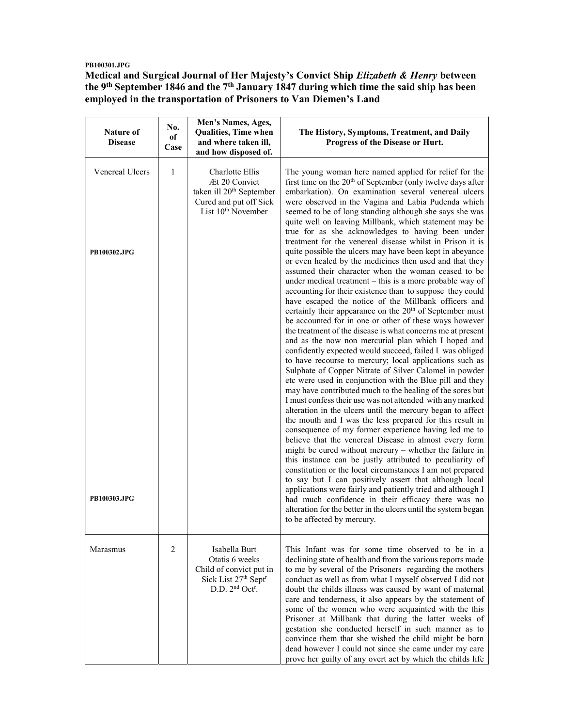PB100301.JPG

# Medical and Surgical Journal of Her Majesty's Convict Ship *Elizabeth & Henry* between the 9th September 1846 and the 7th January 1847 during which time the said ship has been employed in the transportation of Prisoners to Van Diemen's Land

| Nature of Disease | No. of Case | Men's Names, Ages, Qualities, Time when and where taken ill, and how disposed of. | The History, Symptoms, Treatment, and Daily Progress of the Disease or Hurt. |
|---|---|---|---|
| Venereal Ulcers<br><br>PB100302.JPG<br><br>PB100303.JPG | 1 | Charlotte Ellis<br>Æt 20 Convict<br>taken ill 20th September<br>Cured and put off Sick List 10th November | The young woman here named applied for relief for the first time on the 20th of September (only twelve days after embarkation). On examination several venereal ulcers were observed in the Vagina and Labia Pudenda which seemed to be of long standing although she says she was quite well on leaving Millbank, which statement may be true for as she acknowledges to having been under treatment for the venereal disease whilst in Prison it is quite possible the ulcers may have been kept in abeyance or even healed by the medicines then used and that they assumed their character when the woman ceased to be under medical treatment – this is a more probable way of accounting for their existence than to suppose they could have escaped the notice of the Millbank officers and certainly their appearance on the 20th of September must be accounted for in one or other of these ways however the treatment of the disease is what concerns me at present and as the now non mercurial plan which I hoped and confidently expected would succeed, failed I was obliged to have recourse to mercury; local applications such as Sulphate of Copper Nitrate of Silver Calomel in powder etc were used in conjunction with the Blue pill and they may have contributed much to the healing of the sores but I must confess their use was not attended with any marked alteration in the ulcers until the mercury began to affect the mouth and I was the less prepared for this result in consequence of my former experience having led me to believe that the venereal Disease in almost every form might be cured without mercury – whether the failure in this instance can be justly attributed to peculiarity of constitution or the local circumstances I am not prepared to say but I can positively assert that although local applications were fairly and patiently tried and although I had much confidence in their efficacy there was no alteration for the better in the ulcers until the system began to be affected by mercury. |
| Marasmus | 2 | Isabella Burt<br>Otatis 6 weeks<br>Child of convict put in Sick List 27th Septr<br>D.D. 2nd Octr. | This Infant was for some time observed to be in a declining state of health and from the various reports made to me by several of the Prisoners regarding the mothers conduct as well as from what I myself observed I did not doubt the childs illness was caused by want of maternal care and tenderness, it also appears by the statement of some of the women who were acquainted with the this Prisoner at Millbank that during the latter weeks of gestation she conducted herself in such manner as to convince them that she wished the child might be born dead however I could not since she came under my care prove her guilty of any overt act by which the childs life |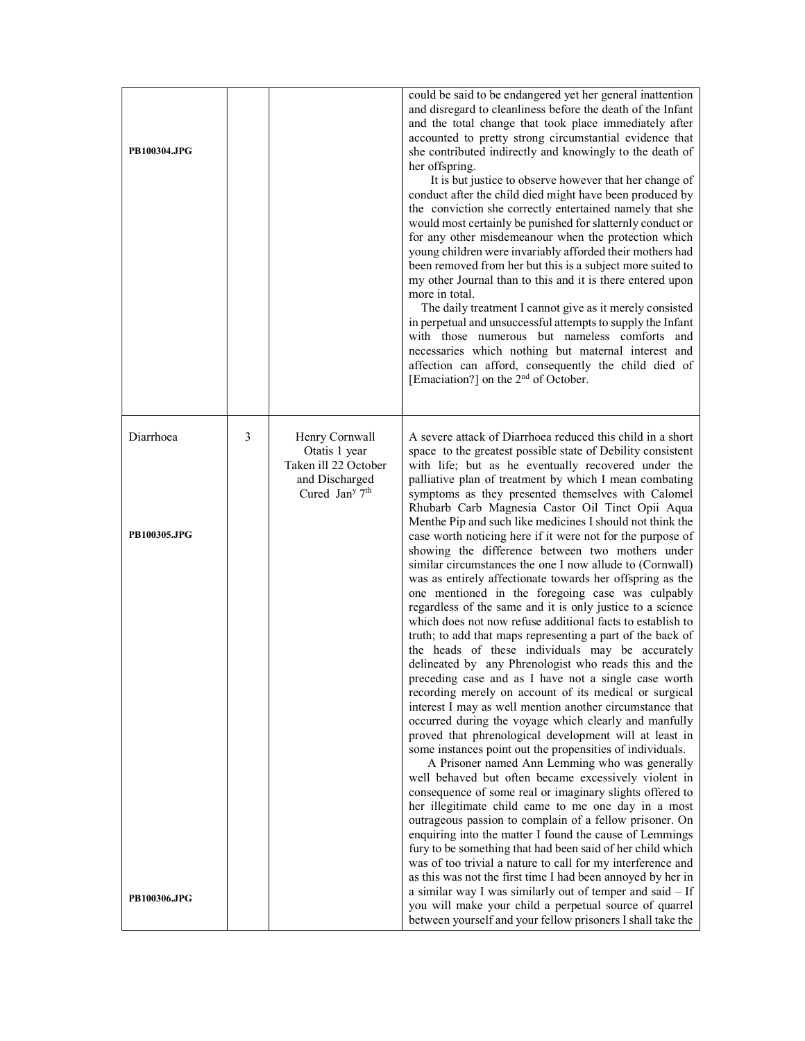| | | | |
|---|---|---|---|
| PB100304.JPG | | | could be said to be endangered yet her general inattention and disregard to cleanliness before the death of the Infant and the total change that took place immediately after accounted to pretty strong circumstantial evidence that she contributed indirectly and knowingly to the death of her offspring.<br>It is but justice to observe however that her change of conduct after the child died might have been produced by the conviction she correctly entertained namely that she would most certainly be punished for slatternly conduct or for any other misdemeanour when the protection which young children were invariably afforded their mothers had been removed from her but this is a subject more suited to my other Journal than to this and it is there entered upon more in total.<br>The daily treatment I cannot give as it merely consisted in perpetual and unsuccessful attempts to supply the Infant with those numerous but nameless comforts and necessaries which nothing but maternal interest and affection can afford, consequently the child died of [Emaciation?] on the 2nd of October. |
| Diarrhoea<br><br>PB100305.JPG<br><br>PB100306.JPG | 3 | Henry Cornwall Otatis 1 year Taken ill 22 October and Discharged Cured Jany 7th | A severe attack of Diarrhoea reduced this child in a short space to the greatest possible state of Debility consistent with life; but as he eventually recovered under the palliative plan of treatment by which I mean combating symptoms as they presented themselves with Calomel Rhubarb Carb Magnesia Castor Oil Tinct Opii Aqua Menthe Pip and such like medicines I should not think the case worth noticing here if it were not for the purpose of showing the difference between two mothers under similar circumstances the one I now allude to (Cornwall) was as entirely affectionate towards her offspring as the one mentioned in the foregoing case was culpably regardless of the same and it is only justice to a science which does not now refuse additional facts to establish to truth; to add that maps representing a part of the back of the heads of these individuals may be accurately delineated by any Phrenologist who reads this and the preceding case and as I have not a single case worth recording merely on account of its medical or surgical interest I may as well mention another circumstance that occurred during the voyage which clearly and manfully proved that phrenological development will at least in some instances point out the propensities of individuals.<br>A Prisoner named Ann Lemming who was generally well behaved but often became excessively violent in consequence of some real or imaginary slights offered to her illegitimate child came to me one day in a most outrageous passion to complain of a fellow prisoner. On enquiring into the matter I found the cause of Lemmings fury to be something that had been said of her child which was of too trivial a nature to call for my interference and as this was not the first time I had been annoyed by her in a similar way I was similarly out of temper and said – If you will make your child a perpetual source of quarrel between yourself and your fellow prisoners I shall take the |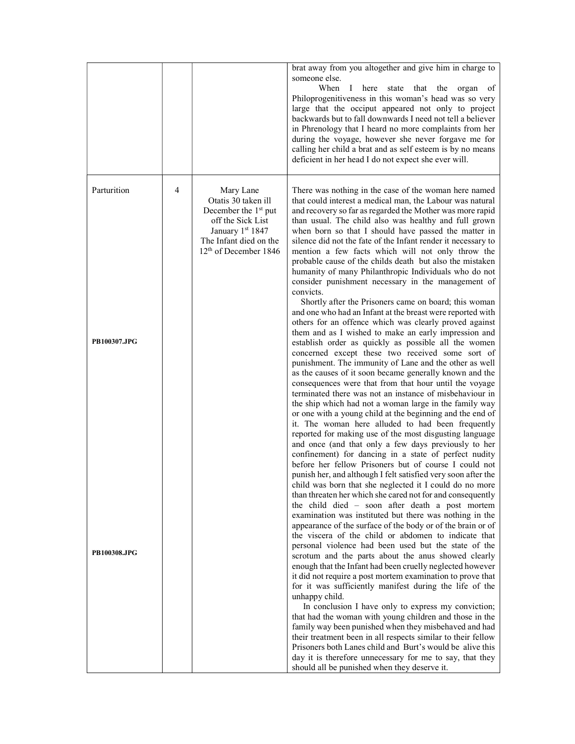| | | | |
|---|---|---|---|
| | | | brat away from you altogether and give him in charge to someone else.<br>When I here state that the organ of Philoprogenitiveness in this woman's head was so very large that the occiput appeared not only to project backwards but to fall downwards I need not tell a believer in Phrenology that I heard no more complaints from her during the voyage, however she never forgave me for calling her child a brat and as self esteem is by no means deficient in her head I do not expect she ever will. |
| Parturition<br><br>**PB100307.JPG**<br><br>**PB100308.JPG** | 4 | Mary Lane<br>Otatis 30 taken ill December the 1st put off the Sick List January 1st 1847<br>The Infant died on the 12th of December 1846 | There was nothing in the case of the woman here named that could interest a medical man, the Labour was natural and recovery so far as regarded the Mother was more rapid than usual. The child also was healthy and full grown when born so that I should have passed the matter in silence did not the fate of the Infant render it necessary to mention a few facts which will not only throw the probable cause of the childs death but also the mistaken humanity of many Philanthropic Individuals who do not consider punishment necessary in the management of convicts.<br>Shortly after the Prisoners came on board; this woman and one who had an Infant at the breast were reported with others for an offence which was clearly proved against them and as I wished to make an early impression and establish order as quickly as possible all the women concerned except these two received some sort of punishment. The immunity of Lane and the other as well as the causes of it soon became generally known and the consequences were that from that hour until the voyage terminated there was not an instance of misbehaviour in the ship which had not a woman large in the family way or one with a young child at the beginning and the end of it. The woman here alluded to had been frequently reported for making use of the most disgusting language and once (and that only a few days previously to her confinement) for dancing in a state of perfect nudity before her fellow Prisoners but of course I could not punish her, and although I felt satisfied very soon after the child was born that she neglected it I could do no more than threaten her which she cared not for and consequently the child died – soon after death a post mortem examination was instituted but there was nothing in the appearance of the surface of the body or of the brain or of the viscera of the child or abdomen to indicate that personal violence had been used but the state of the scrotum and the parts about the anus showed clearly enough that the Infant had been cruelly neglected however it did not require a post mortem examination to prove that for it was sufficiently manifest during the life of the unhappy child.<br>In conclusion I have only to express my conviction; that had the woman with young children and those in the family way been punished when they misbehaved and had their treatment been in all respects similar to their fellow Prisoners both Lanes child and Burt's would be alive this day it is therefore unnecessary for me to say, that they should all be punished when they deserve it. |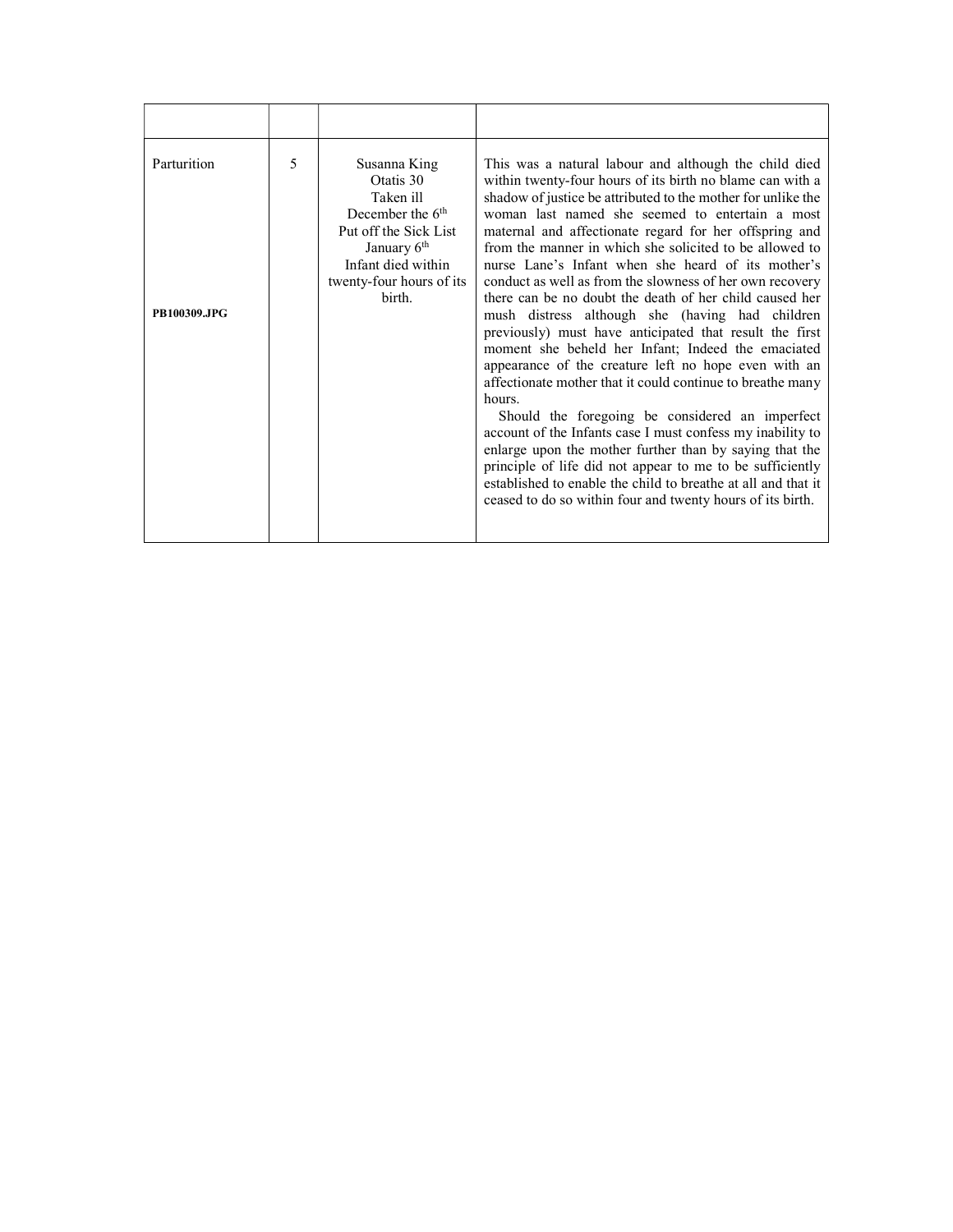| | | | |
|---|---|---|---|
| Parturition<br><br><br><br><br><br>**PB100309.JPG** | 5 | Susanna King<br>Otatis 30<br>Taken ill<br>December the 6th<br>Put off the Sick List<br>January 6th<br>Infant died within twenty-four hours of its birth. | This was a natural labour and although the child died within twenty-four hours of its birth no blame can with a shadow of justice be attributed to the mother for unlike the woman last named she seemed to entertain a most maternal and affectionate regard for her offspring and from the manner in which she solicited to be allowed to nurse Lane's Infant when she heard of its mother's conduct as well as from the slowness of her own recovery there can be no doubt the death of her child caused her mush distress although she (having had children previously) must have anticipated that result the first moment she beheld her Infant; Indeed the emaciated appearance of the creature left no hope even with an affectionate mother that it could continue to breathe many hours.<br>Should the foregoing be considered an imperfect account of the Infants case I must confess my inability to enlarge upon the mother further than by saying that the principle of life did not appear to me to be sufficiently established to enable the child to breathe at all and that it ceased to do so within four and twenty hours of its birth. |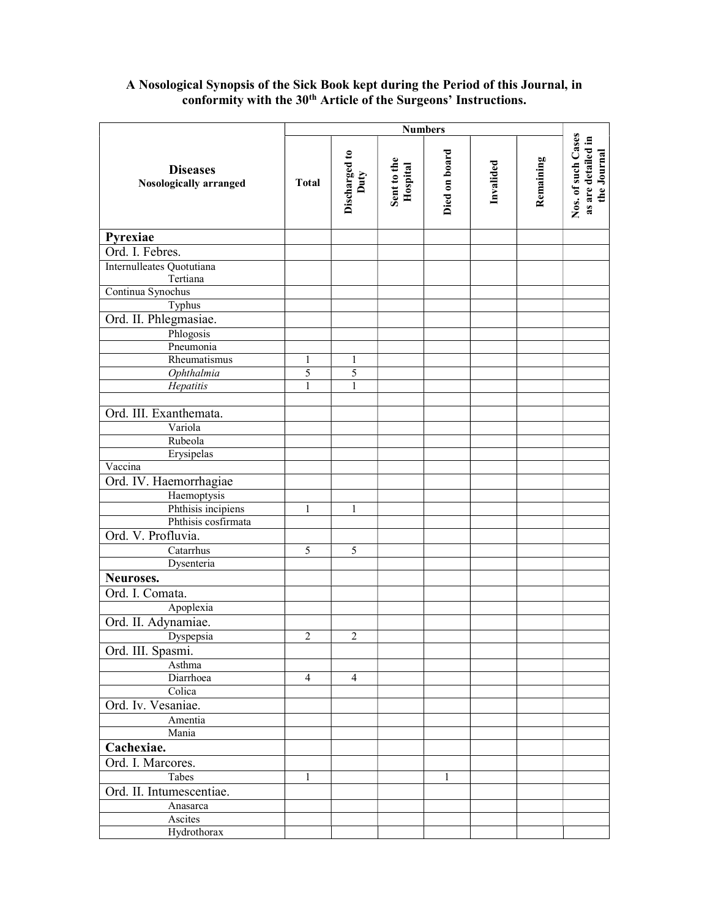**A Nosological Synopsis of the Sick Book kept during the Period of this Journal, in conformity with the 30th Article of the Surgeons' Instructions.**

| Diseases Nosologically arranged | Numbers | | | | | | Nos. of such Cases as are detailed in the Journal |
|---|---|---|---|---|---|---|---|
| | Total | Discharged to Duty | Sent to the Hospital | Died on board | Invalided | Remaining | |
| **Pyrexiae** | | | | | | | |
| Ord. I. Febres. | | | | | | | |
| Internulleates Quotutiana Tertiana | | | | | | | |
| Continua Synochus | | | | | | | |
| Typhus | | | | | | | |
| Ord. II. Phlegmasiae. | | | | | | | |
| Phlogosis | | | | | | | |
| Pneumonia | | | | | | | |
| Rheumatismus | 1 | 1 | | | | | |
| *Ophthalmia* | 5 | 5 | | | | | |
| *Hepatitis* | 1 | 1 | | | | | |
| | | | | | | | |
| Ord. III. Exanthemata. | | | | | | | |
| Variola | | | | | | | |
| Rubeola | | | | | | | |
| Erysipelas | | | | | | | |
| Vaccina | | | | | | | |
| Ord. IV. Haemorrhagiae | | | | | | | |
| Haemoptysis | | | | | | | |
| Phthisis incipiens | 1 | 1 | | | | | |
| Phthisis cosfirmata | | | | | | | |
| Ord. V. Profluvia. | | | | | | | |
| Catarrhus | 5 | 5 | | | | | |
| Dysenteria | | | | | | | |
| **Neuroses.** | | | | | | | |
| Ord. I. Comata. | | | | | | | |
| Apoplexia | | | | | | | |
| Ord. II. Adynamiae. | | | | | | | |
| Dyspepsia | 2 | 2 | | | | | |
| Ord. III. Spasmi. | | | | | | | |
| Asthma | | | | | | | |
| Diarrhoea | 4 | 4 | | | | | |
| Colica | | | | | | | |
| Ord. Iv. Vesaniae. | | | | | | | |
| Amentia | | | | | | | |
| Mania | | | | | | | |
| **Cachexiae.** | | | | | | | |
| Ord. I. Marcores. | | | | | | | |
| Tabes | 1 | | | 1 | | | |
| Ord. II. Intumescentiae. | | | | | | | |
| Anasarca | | | | | | | |
| Ascites | | | | | | | |
| Hydrothorax | | | | | | | |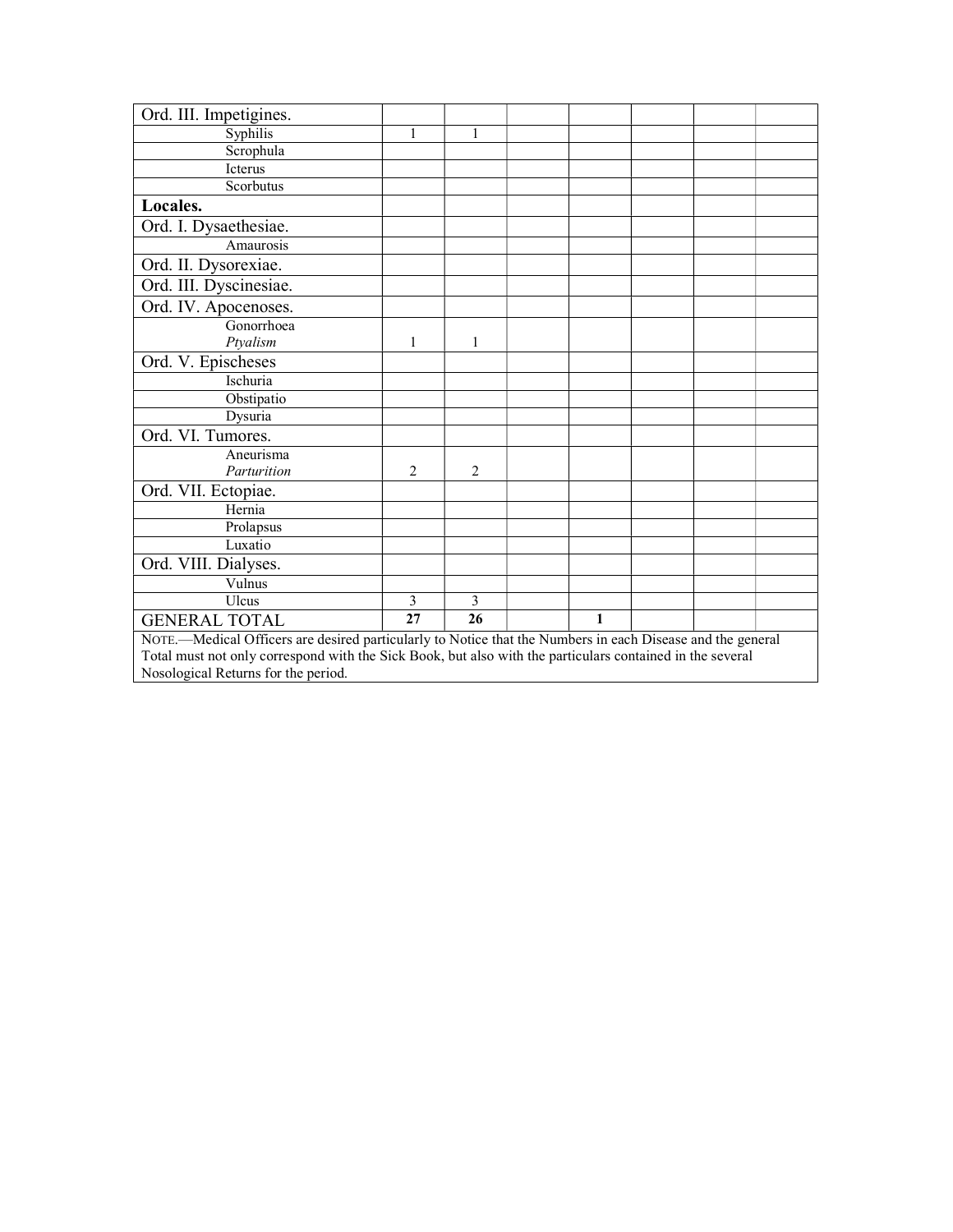| Ord. III. Impetigines. | | | | | | | |
|---|---|---|---|---|---|---|---|
| Syphilis | 1 | 1 | | | | | |
| Scrophula | | | | | | | |
| Icterus | | | | | | | |
| Scorbutus | | | | | | | |
| **Locales.** | | | | | | | |
| Ord. I. Dysaethesiae. | | | | | | | |
| Amaurosis | | | | | | | |
| Ord. II. Dysorexiae. | | | | | | | |
| Ord. III. Dyscinesiae. | | | | | | | |
| Ord. IV. Apocenoses. | | | | | | | |
| Gonorrhoea *Ptyalism* | 1 | 1 | | | | | |
| Ord. V. Epischeses | | | | | | | |
| Ischuria | | | | | | | |
| Obstipatio | | | | | | | |
| Dysuria | | | | | | | |
| Ord. VI. Tumores. | | | | | | | |
| Aneurisma *Parturition* | 2 | 2 | | | | | |
| Ord. VII. Ectopiae. | | | | | | | |
| Hernia | | | | | | | |
| Prolapsus | | | | | | | |
| Luxatio | | | | | | | |
| Ord. VIII. Dialyses. | | | | | | | |
| Vulnus | | | | | | | |
| Ulcus | 3 | 3 | | | | | |
| GENERAL TOTAL | **27** | **26** | | **1** | | | |

NOTE.—Medical Officers are desired particularly to Notice that the Numbers in each Disease and the general Total must not only correspond with the Sick Book, but also with the particulars contained in the several Nosological Returns for the period.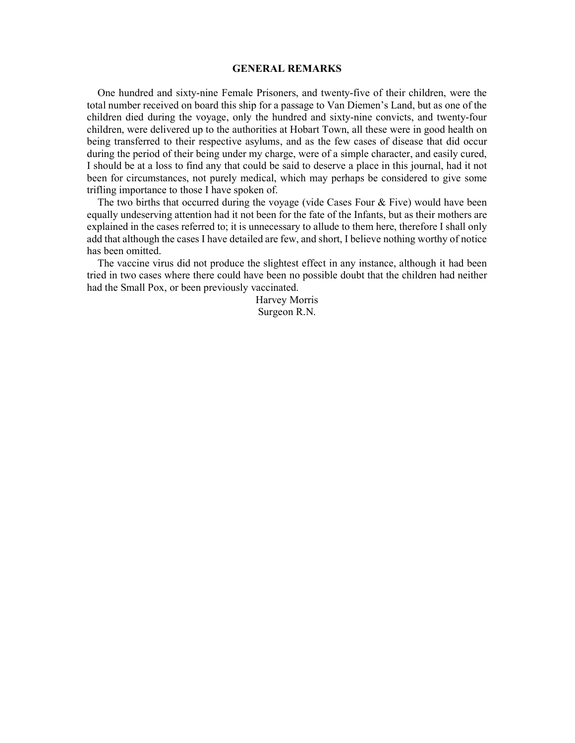## GENERAL REMARKS

One hundred and sixty-nine Female Prisoners, and twenty-five of their children, were the total number received on board this ship for a passage to Van Diemen's Land, but as one of the children died during the voyage, only the hundred and sixty-nine convicts, and twenty-four children, were delivered up to the authorities at Hobart Town, all these were in good health on being transferred to their respective asylums, and as the few cases of disease that did occur during the period of their being under my charge, were of a simple character, and easily cured, I should be at a loss to find any that could be said to deserve a place in this journal, had it not been for circumstances, not purely medical, which may perhaps be considered to give some trifling importance to those I have spoken of.

The two births that occurred during the voyage (vide Cases Four & Five) would have been equally undeserving attention had it not been for the fate of the Infants, but as their mothers are explained in the cases referred to; it is unnecessary to allude to them here, therefore I shall only add that although the cases I have detailed are few, and short, I believe nothing worthy of notice has been omitted.

The vaccine virus did not produce the slightest effect in any instance, although it had been tried in two cases where there could have been no possible doubt that the children had neither had the Small Pox, or been previously vaccinated.

Harvey Morris
Surgeon R.N.